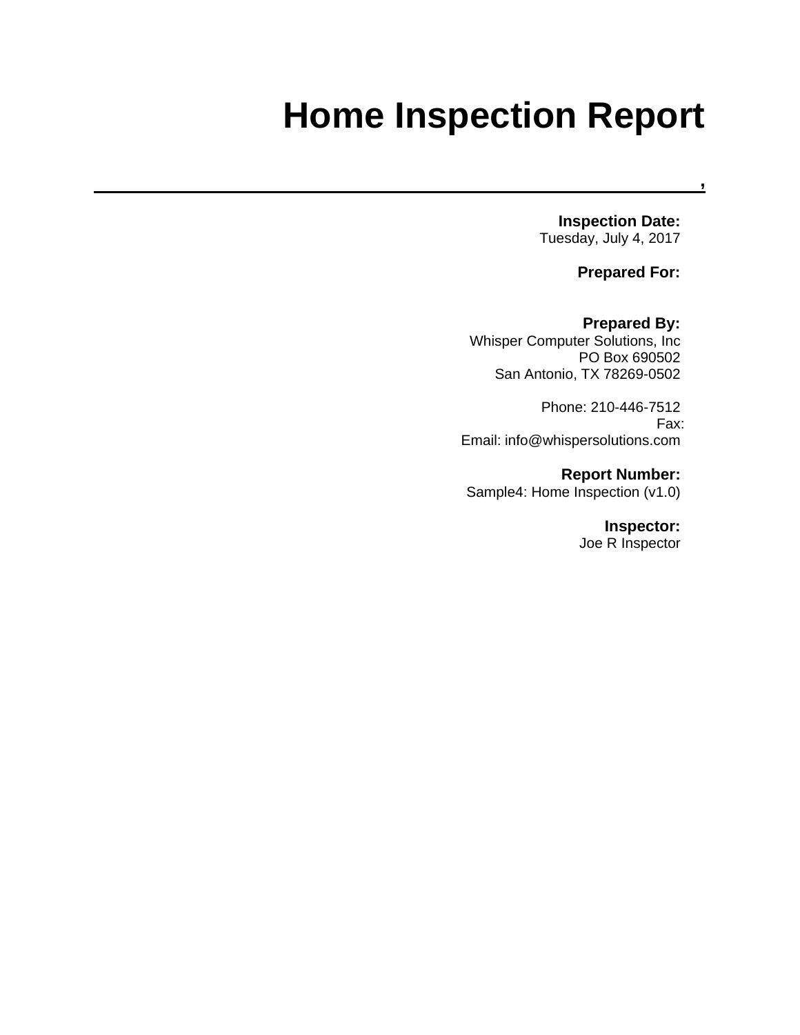# Home Inspection Report

,

**Inspection Date:**
Tuesday, July 4, 2017

**Prepared For:**

**Prepared By:**
Whisper Computer Solutions, Inc
PO Box 690502
San Antonio, TX 78269-0502

Phone: 210-446-7512
Fax:
Email: info@whispersolutions.com

**Report Number:**
Sample4: Home Inspection (v1.0)

**Inspector:**
Joe R Inspector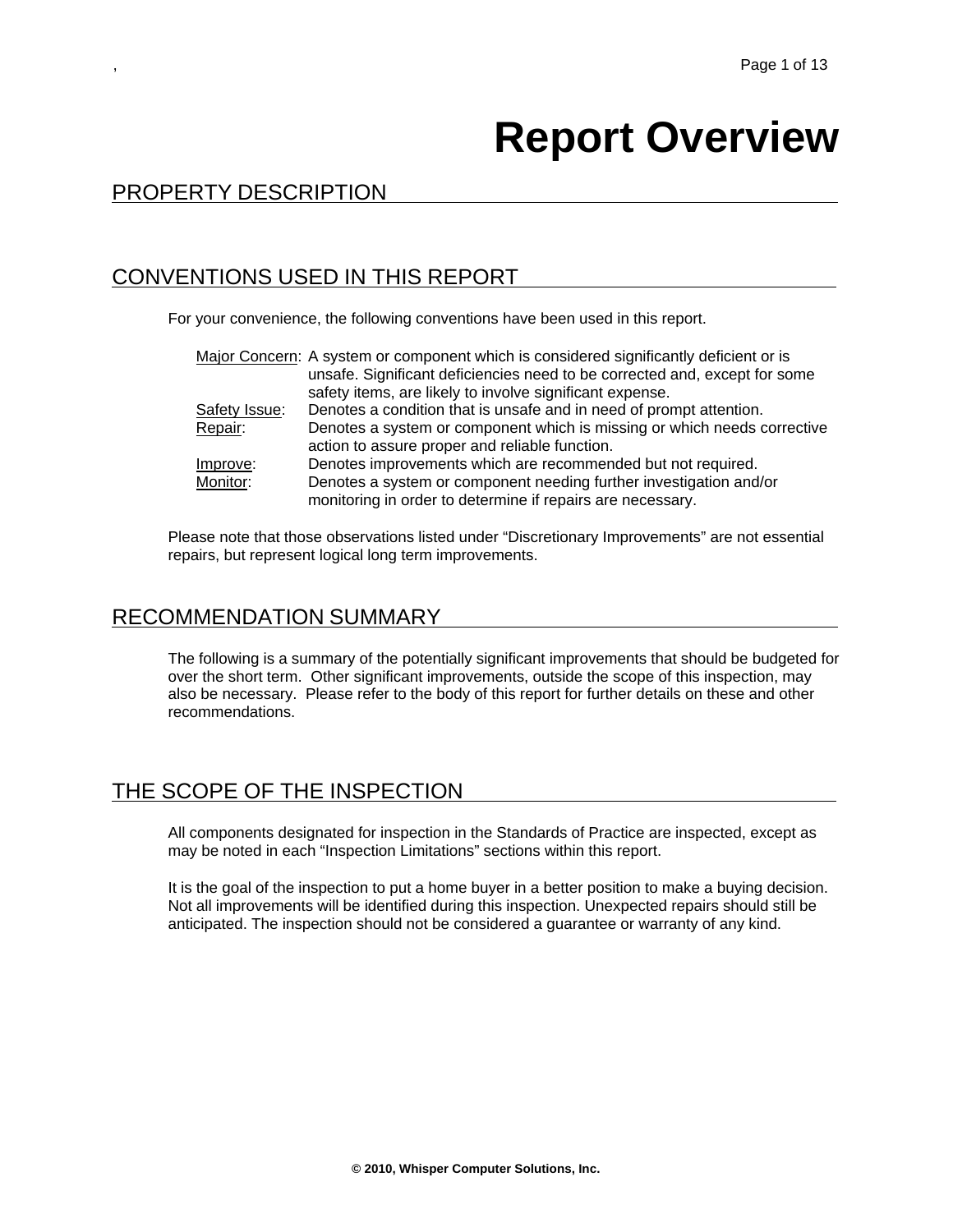# Report Overview

## PROPERTY DESCRIPTION

## CONVENTIONS USED IN THIS REPORT

For your convenience, the following conventions have been used in this report.

| | |
|---|---|
| Major Concern: | A system or component which is considered significantly deficient or is unsafe. Significant deficiencies need to be corrected and, except for some safety items, are likely to involve significant expense. |
| Safety Issue: | Denotes a condition that is unsafe and in need of prompt attention. |
| Repair: | Denotes a system or component which is missing or which needs corrective action to assure proper and reliable function. |
| Improve: | Denotes improvements which are recommended but not required. |
| Monitor: | Denotes a system or component needing further investigation and/or monitoring in order to determine if repairs are necessary. |

Please note that those observations listed under "Discretionary Improvements" are not essential repairs, but represent logical long term improvements.

## RECOMMENDATION SUMMARY

The following is a summary of the potentially significant improvements that should be budgeted for over the short term. Other significant improvements, outside the scope of this inspection, may also be necessary. Please refer to the body of this report for further details on these and other recommendations.

## THE SCOPE OF THE INSPECTION

All components designated for inspection in the Standards of Practice are inspected, except as may be noted in each "Inspection Limitations" sections within this report.

It is the goal of the inspection to put a home buyer in a better position to make a buying decision. Not all improvements will be identified during this inspection. Unexpected repairs should still be anticipated. The inspection should not be considered a guarantee or warranty of any kind.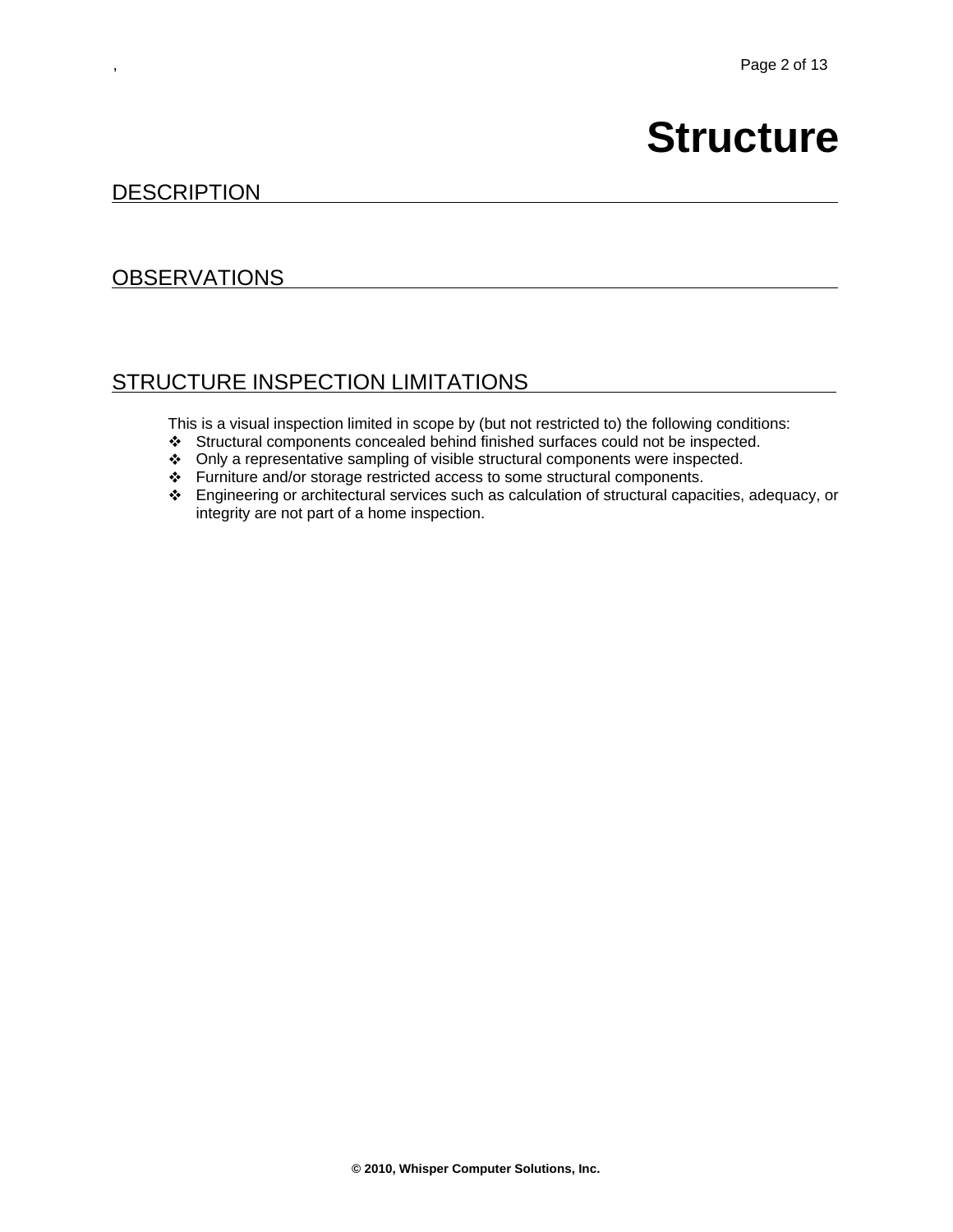# Structure

## DESCRIPTION

## OBSERVATIONS

## STRUCTURE INSPECTION LIMITATIONS

This is a visual inspection limited in scope by (but not restricted to) the following conditions:

- Structural components concealed behind finished surfaces could not be inspected.
- Only a representative sampling of visible structural components were inspected.
- Furniture and/or storage restricted access to some structural components.
- Engineering or architectural services such as calculation of structural capacities, adequacy, or integrity are not part of a home inspection.

**© 2010, Whisper Computer Solutions, Inc.**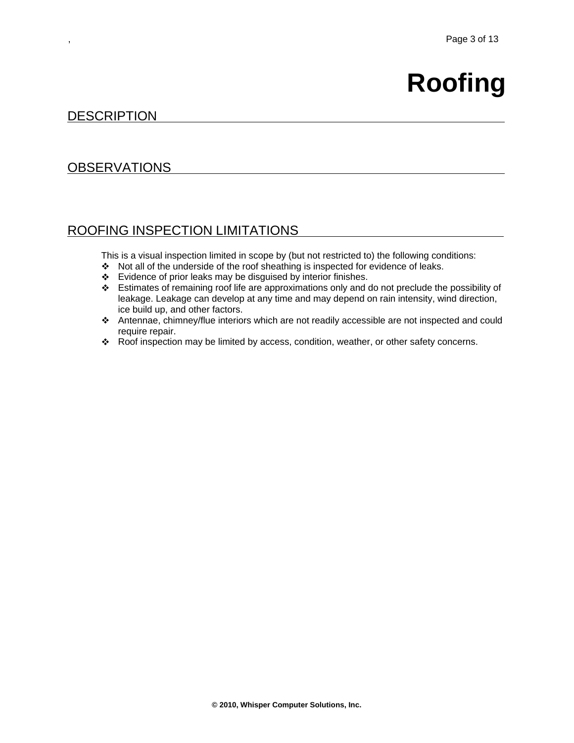# Roofing

## DESCRIPTION

## OBSERVATIONS

## ROOFING INSPECTION LIMITATIONS

This is a visual inspection limited in scope by (but not restricted to) the following conditions:

- Not all of the underside of the roof sheathing is inspected for evidence of leaks.
- Evidence of prior leaks may be disguised by interior finishes.
- Estimates of remaining roof life are approximations only and do not preclude the possibility of leakage. Leakage can develop at any time and may depend on rain intensity, wind direction, ice build up, and other factors.
- Antennae, chimney/flue interiors which are not readily accessible are not inspected and could require repair.
- Roof inspection may be limited by access, condition, weather, or other safety concerns.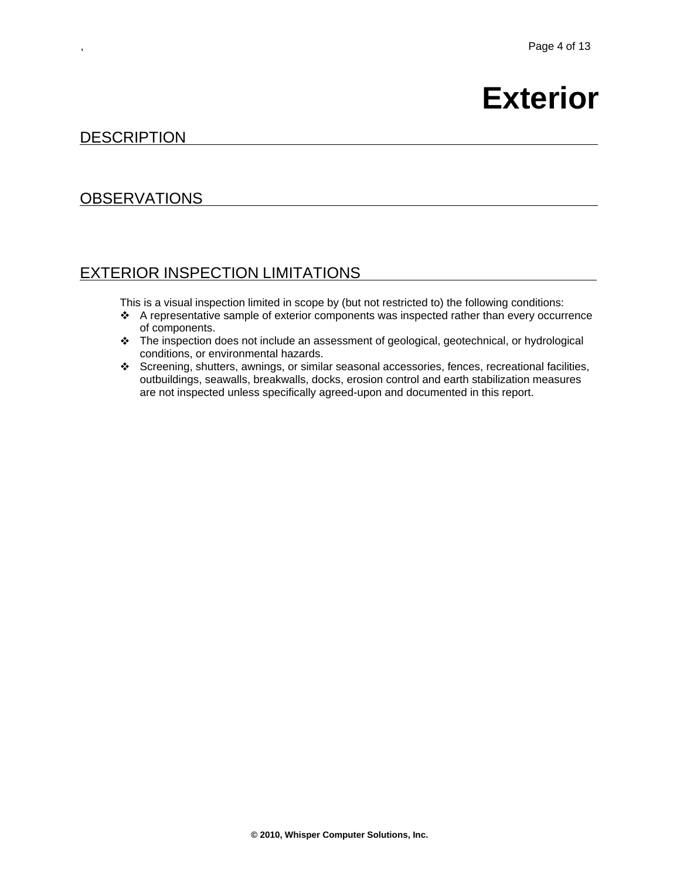# Exterior

## DESCRIPTION

## OBSERVATIONS

## EXTERIOR INSPECTION LIMITATIONS

This is a visual inspection limited in scope by (but not restricted to) the following conditions:

- A representative sample of exterior components was inspected rather than every occurrence of components.
- The inspection does not include an assessment of geological, geotechnical, or hydrological conditions, or environmental hazards.
- Screening, shutters, awnings, or similar seasonal accessories, fences, recreational facilities, outbuildings, seawalls, breakwalls, docks, erosion control and earth stabilization measures are not inspected unless specifically agreed-upon and documented in this report.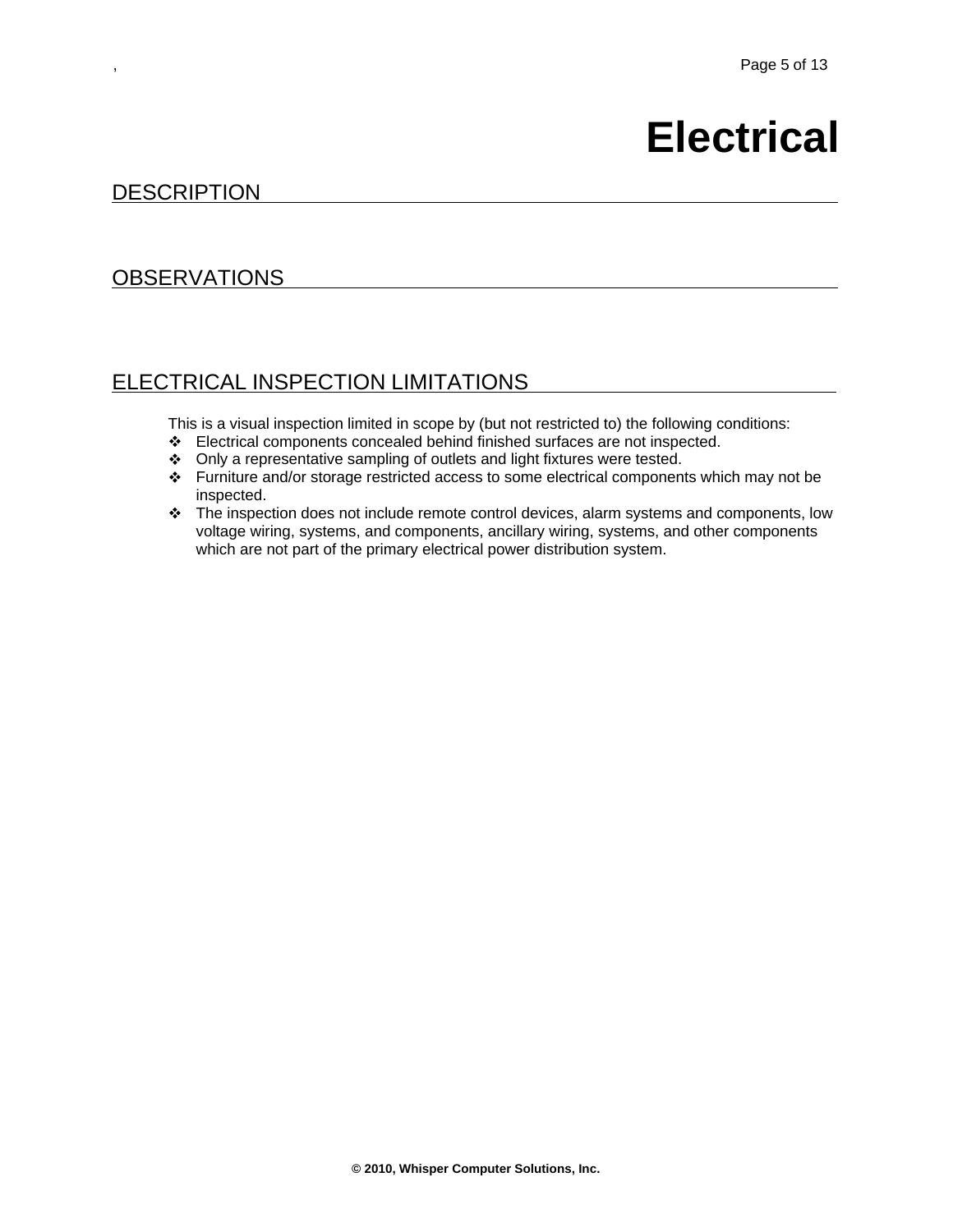# Electrical

## DESCRIPTION

## OBSERVATIONS

## ELECTRICAL INSPECTION LIMITATIONS

This is a visual inspection limited in scope by (but not restricted to) the following conditions:

- Electrical components concealed behind finished surfaces are not inspected.
- Only a representative sampling of outlets and light fixtures were tested.
- Furniture and/or storage restricted access to some electrical components which may not be inspected.
- The inspection does not include remote control devices, alarm systems and components, low voltage wiring, systems, and components, ancillary wiring, systems, and other components which are not part of the primary electrical power distribution system.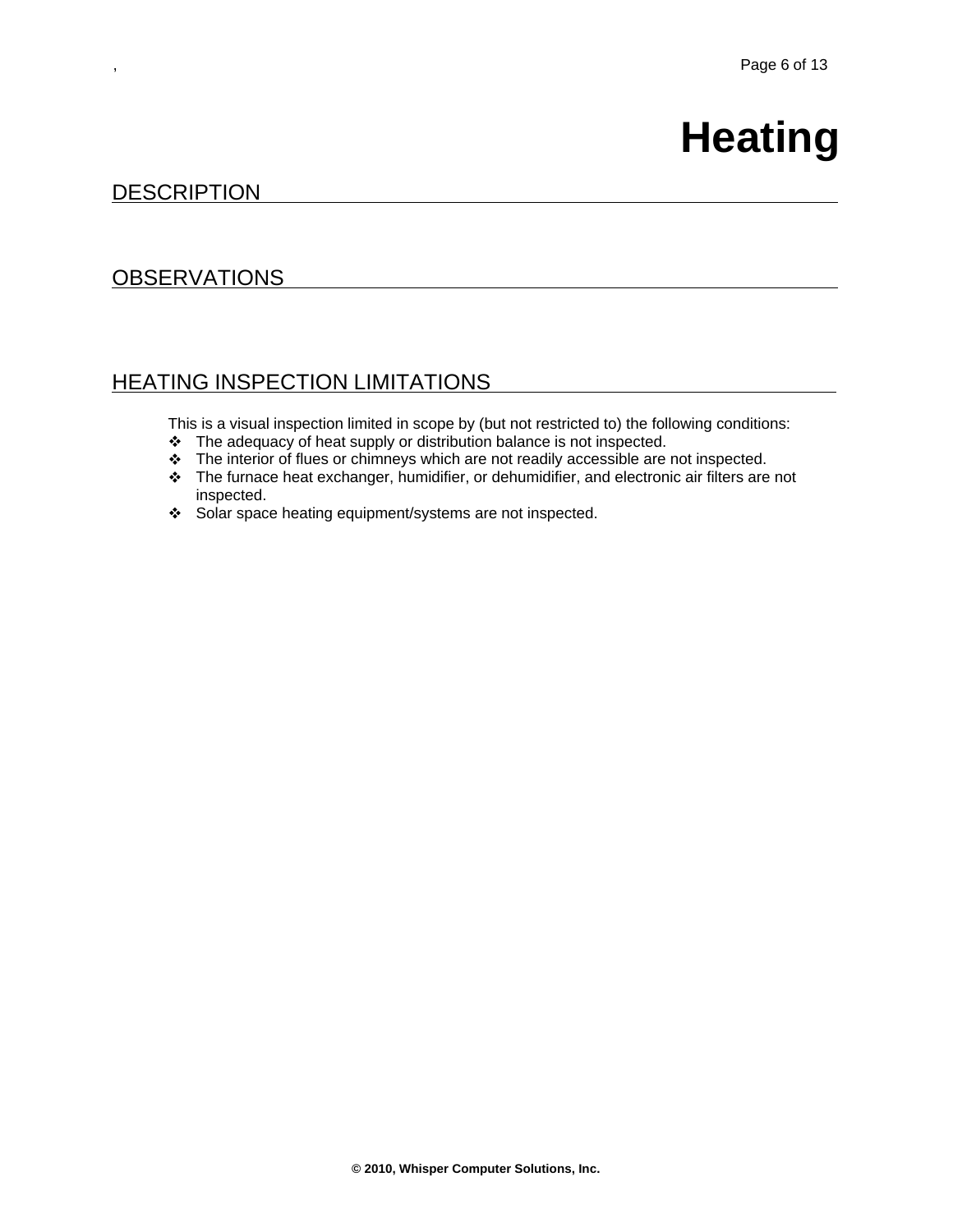# Heating

## DESCRIPTION

## OBSERVATIONS

## HEATING INSPECTION LIMITATIONS

This is a visual inspection limited in scope by (but not restricted to) the following conditions:

- The adequacy of heat supply or distribution balance is not inspected.
- The interior of flues or chimneys which are not readily accessible are not inspected.
- The furnace heat exchanger, humidifier, or dehumidifier, and electronic air filters are not inspected.
- Solar space heating equipment/systems are not inspected.

**© 2010, Whisper Computer Solutions, Inc.**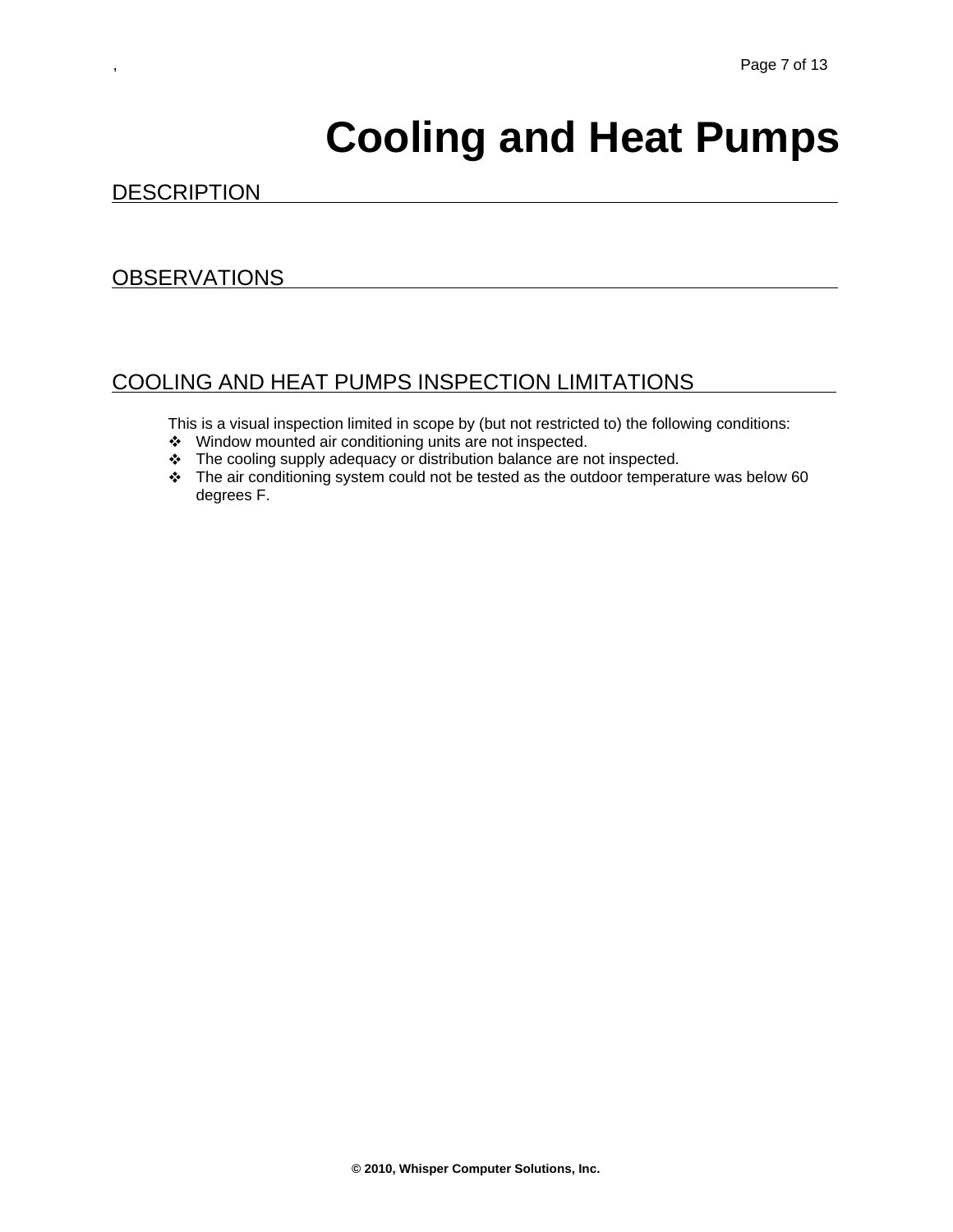# Cooling and Heat Pumps

## DESCRIPTION

## OBSERVATIONS

## COOLING AND HEAT PUMPS INSPECTION LIMITATIONS

This is a visual inspection limited in scope by (but not restricted to) the following conditions:

- Window mounted air conditioning units are not inspected.
- The cooling supply adequacy or distribution balance are not inspected.
- The air conditioning system could not be tested as the outdoor temperature was below 60 degrees F.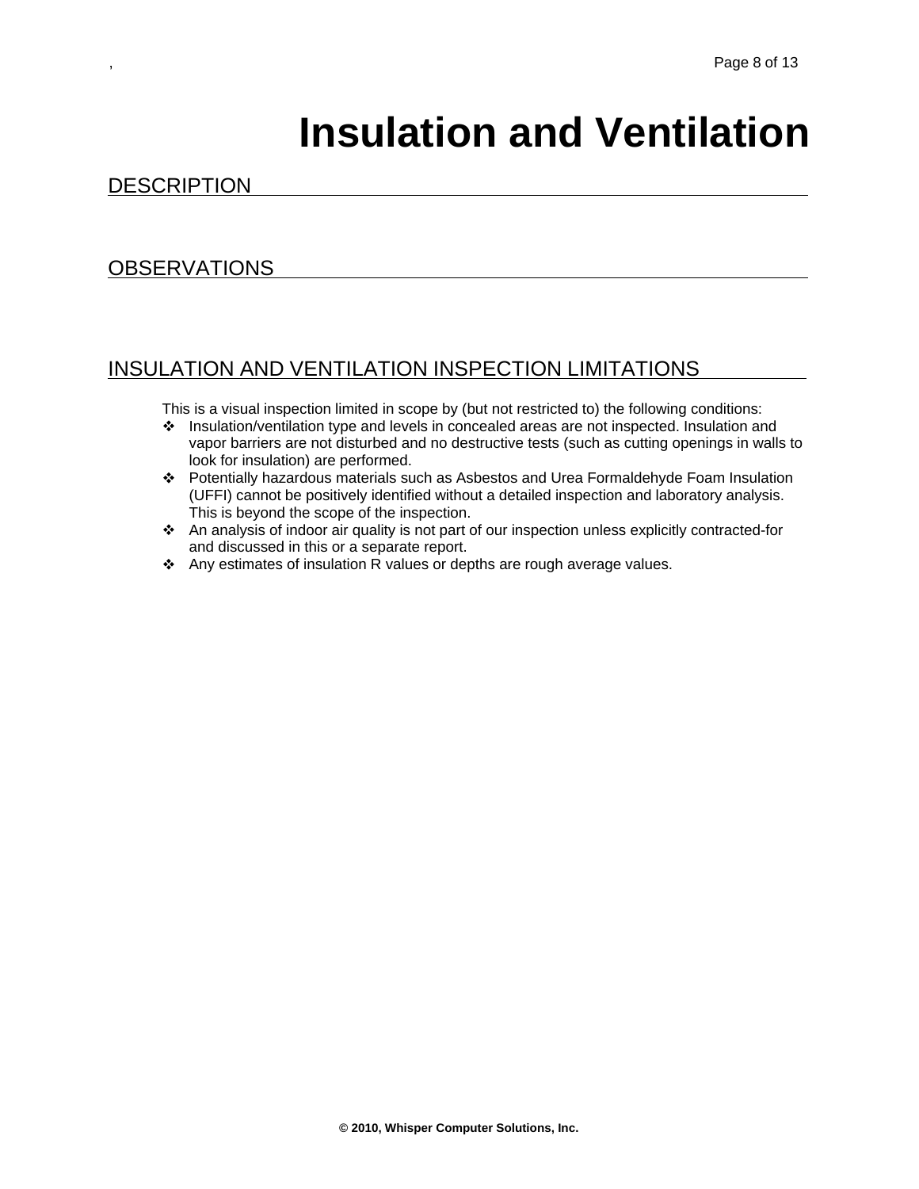# Insulation and Ventilation

## DESCRIPTION

## OBSERVATIONS

## INSULATION AND VENTILATION INSPECTION LIMITATIONS

This is a visual inspection limited in scope by (but not restricted to) the following conditions:

- Insulation/ventilation type and levels in concealed areas are not inspected. Insulation and vapor barriers are not disturbed and no destructive tests (such as cutting openings in walls to look for insulation) are performed.
- Potentially hazardous materials such as Asbestos and Urea Formaldehyde Foam Insulation (UFFI) cannot be positively identified without a detailed inspection and laboratory analysis. This is beyond the scope of the inspection.
- An analysis of indoor air quality is not part of our inspection unless explicitly contracted-for and discussed in this or a separate report.
- Any estimates of insulation R values or depths are rough average values.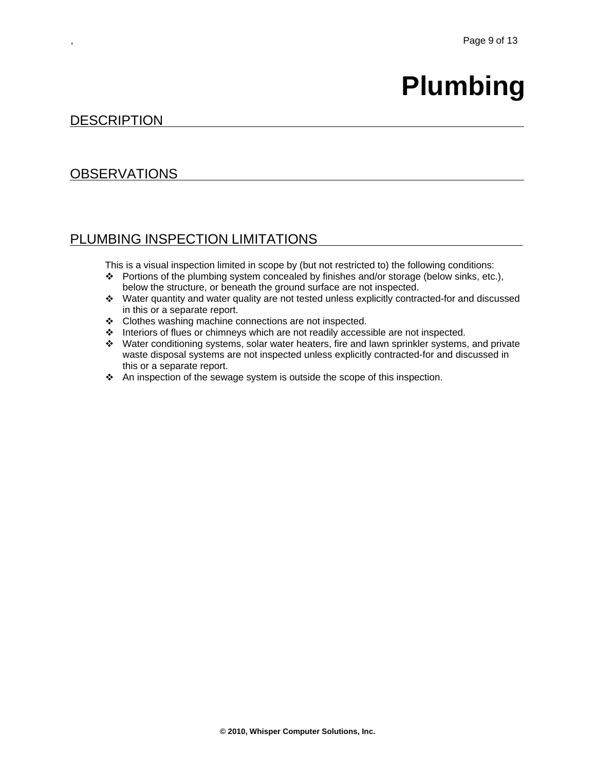# Plumbing

## DESCRIPTION

## OBSERVATIONS

## PLUMBING INSPECTION LIMITATIONS

This is a visual inspection limited in scope by (but not restricted to) the following conditions:

- Portions of the plumbing system concealed by finishes and/or storage (below sinks, etc.), below the structure, or beneath the ground surface are not inspected.
- Water quantity and water quality are not tested unless explicitly contracted-for and discussed in this or a separate report.
- Clothes washing machine connections are not inspected.
- Interiors of flues or chimneys which are not readily accessible are not inspected.
- Water conditioning systems, solar water heaters, fire and lawn sprinkler systems, and private waste disposal systems are not inspected unless explicitly contracted-for and discussed in this or a separate report.
- An inspection of the sewage system is outside the scope of this inspection.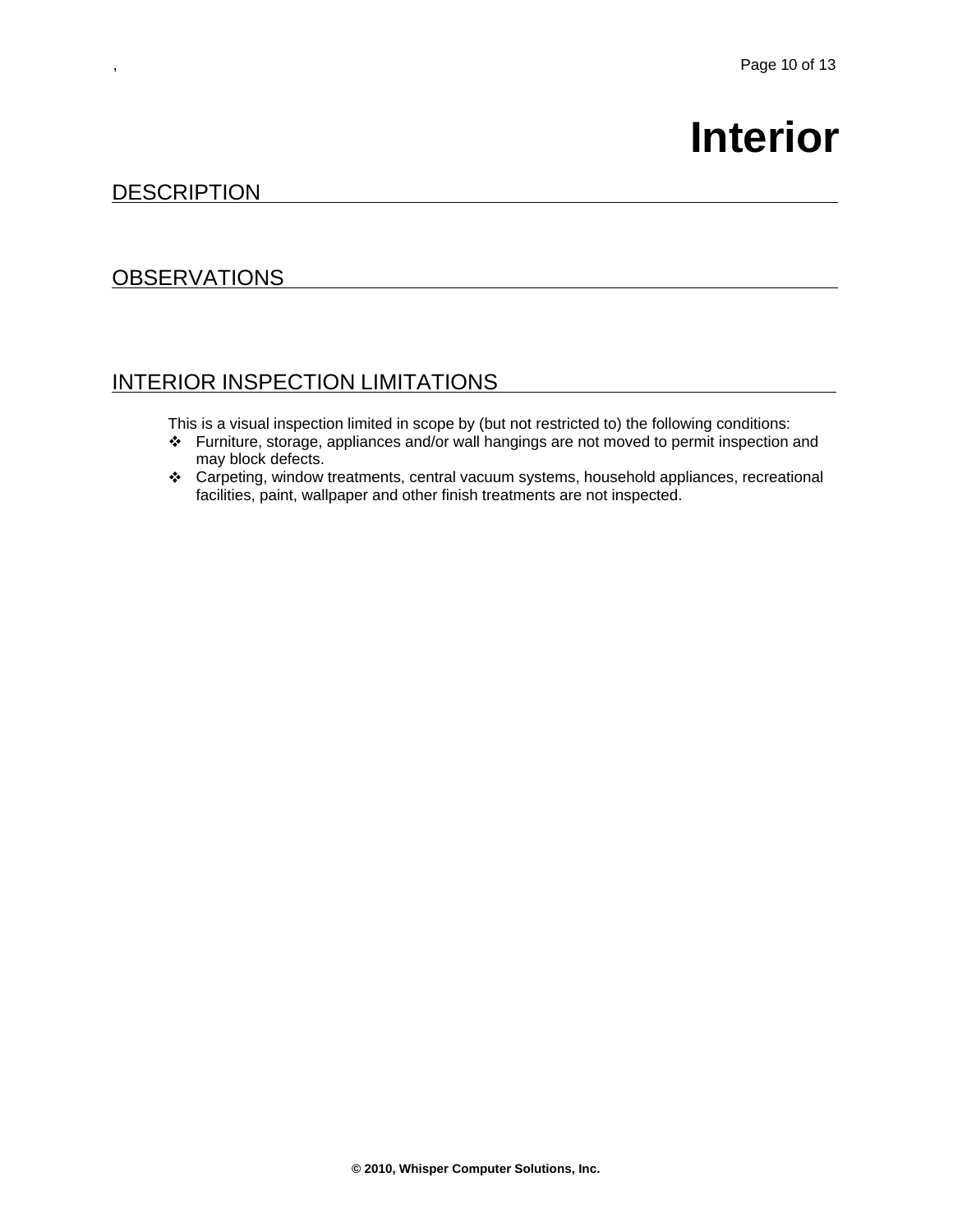# Interior

## DESCRIPTION

## OBSERVATIONS

## INTERIOR INSPECTION LIMITATIONS

This is a visual inspection limited in scope by (but not restricted to) the following conditions:

- Furniture, storage, appliances and/or wall hangings are not moved to permit inspection and may block defects.
- Carpeting, window treatments, central vacuum systems, household appliances, recreational facilities, paint, wallpaper and other finish treatments are not inspected.

**© 2010, Whisper Computer Solutions, Inc.**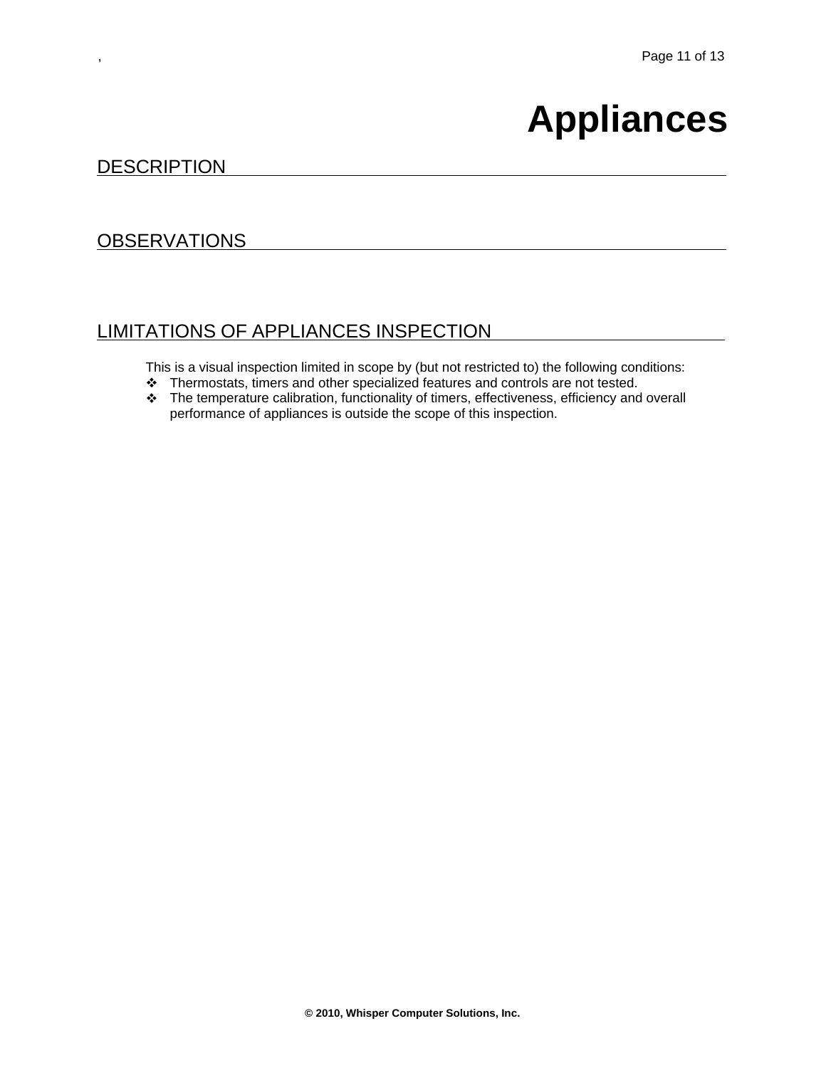# Appliances

## DESCRIPTION

## OBSERVATIONS

## LIMITATIONS OF APPLIANCES INSPECTION

This is a visual inspection limited in scope by (but not restricted to) the following conditions:

- Thermostats, timers and other specialized features and controls are not tested.
- The temperature calibration, functionality of timers, effectiveness, efficiency and overall performance of appliances is outside the scope of this inspection.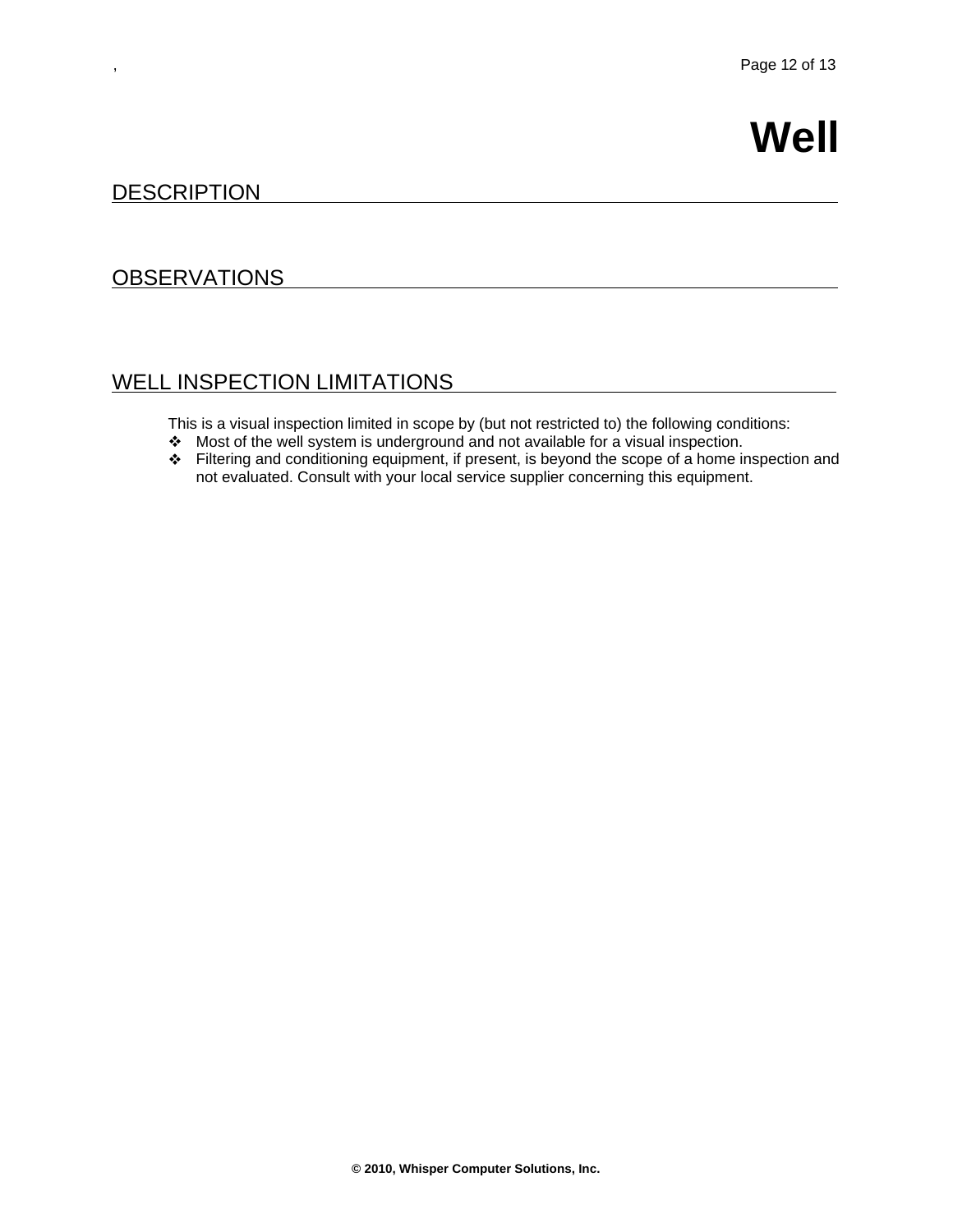# Well

## DESCRIPTION

## OBSERVATIONS

## WELL INSPECTION LIMITATIONS

This is a visual inspection limited in scope by (but not restricted to) the following conditions:

- Most of the well system is underground and not available for a visual inspection.
- Filtering and conditioning equipment, if present, is beyond the scope of a home inspection and not evaluated. Consult with your local service supplier concerning this equipment.

© 2010, Whisper Computer Solutions, Inc.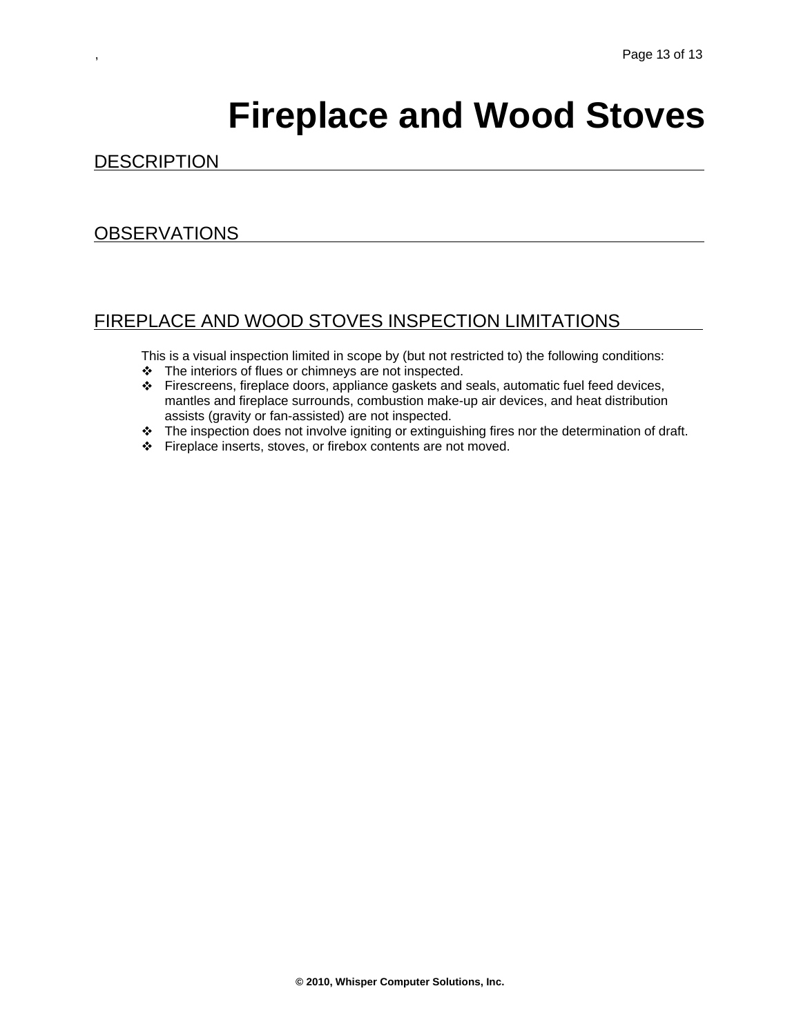# Fireplace and Wood Stoves

## DESCRIPTION

## OBSERVATIONS

## FIREPLACE AND WOOD STOVES INSPECTION LIMITATIONS

This is a visual inspection limited in scope by (but not restricted to) the following conditions:

- The interiors of flues or chimneys are not inspected.
- Firescreens, fireplace doors, appliance gaskets and seals, automatic fuel feed devices, mantles and fireplace surrounds, combustion make-up air devices, and heat distribution assists (gravity or fan-assisted) are not inspected.
- The inspection does not involve igniting or extinguishing fires nor the determination of draft.
- Fireplace inserts, stoves, or firebox contents are not moved.